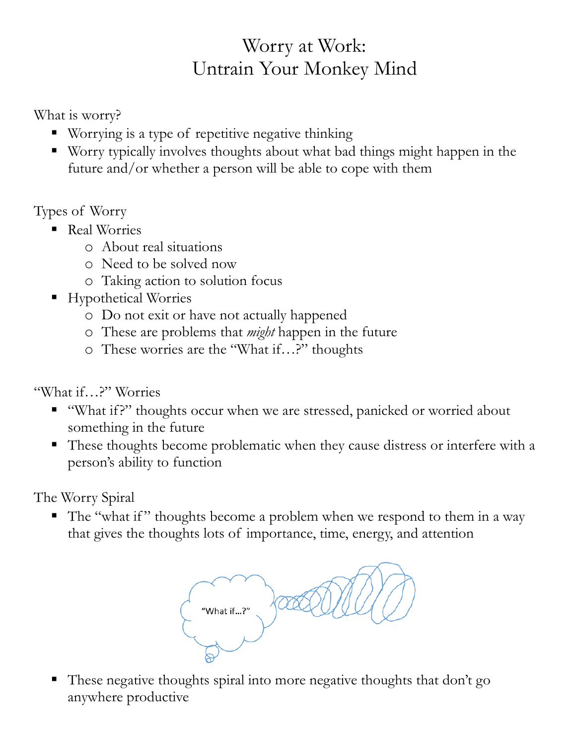# Worry at Work: Untrain Your Monkey Mind

What is worry?

- Worrying is a type of repetitive negative thinking
- Worry typically involves thoughts about what bad things might happen in the future and/or whether a person will be able to cope with them

Types of Worry

- Real Worries
  - About real situations
  - Need to be solved now
  - Taking action to solution focus
- Hypothetical Worries
  - Do not exit or have not actually happened
  - These are problems that *might* happen in the future
  - These worries are the "What if…?" thoughts

"What if…?" Worries

- "What if?" thoughts occur when we are stressed, panicked or worried about something in the future
- These thoughts become problematic when they cause distress or interfere with a person's ability to function

The Worry Spiral

- The "what if" thoughts become a problem when we respond to them in a way that gives the thoughts lots of importance, time, energy, and attention

"What if…?"

- These negative thoughts spiral into more negative thoughts that don't go anywhere productive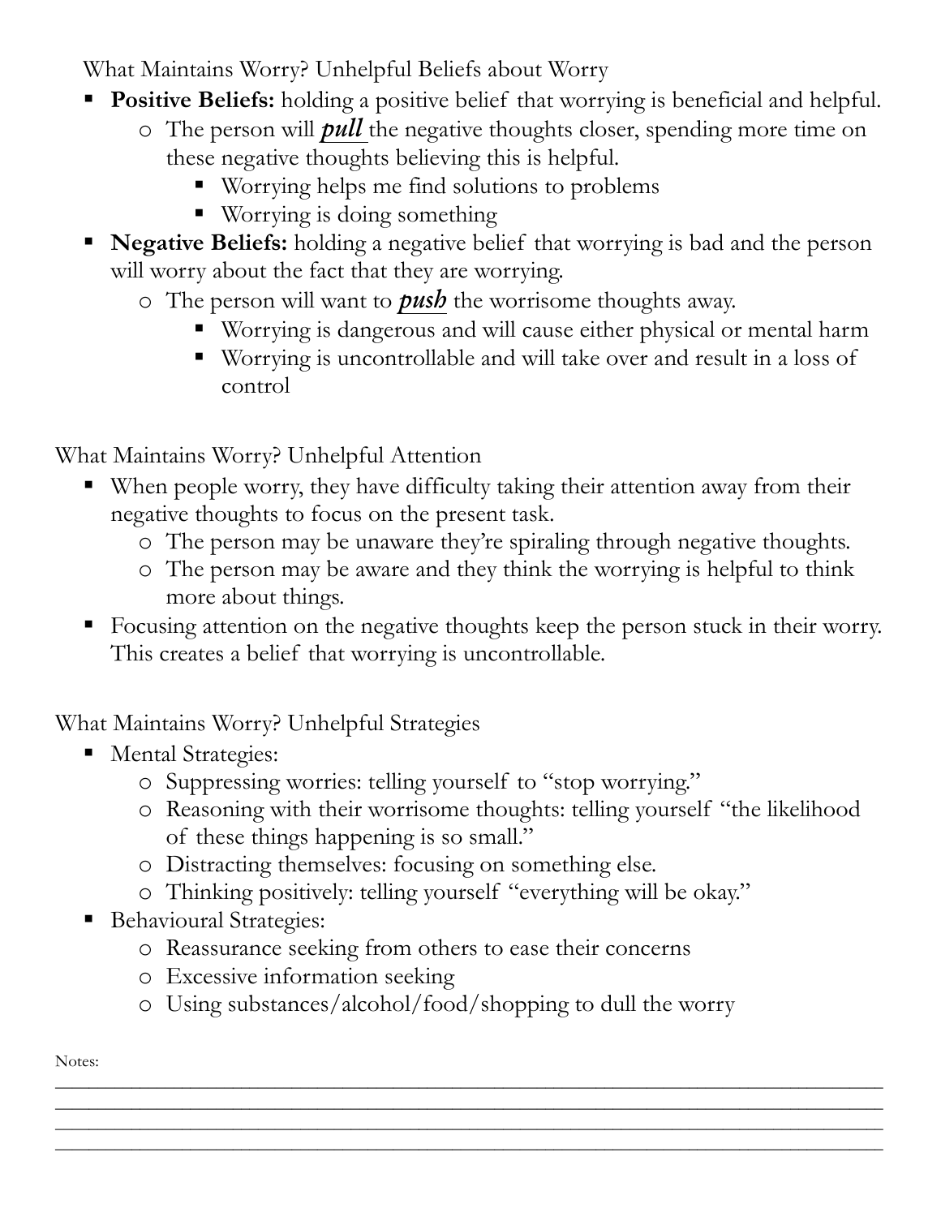## What Maintains Worry? Unhelpful Beliefs about Worry

- **Positive Beliefs:** holding a positive belief that worrying is beneficial and helpful.
  - The person will ***pull*** the negative thoughts closer, spending more time on these negative thoughts believing this is helpful.
    - Worrying helps me find solutions to problems
    - Worrying is doing something
- **Negative Beliefs:** holding a negative belief that worrying is bad and the person will worry about the fact that they are worrying.
  - The person will want to ***push*** the worrisome thoughts away.
    - Worrying is dangerous and will cause either physical or mental harm
    - Worrying is uncontrollable and will take over and result in a loss of control

## What Maintains Worry? Unhelpful Attention

- When people worry, they have difficulty taking their attention away from their negative thoughts to focus on the present task.
  - The person may be unaware they're spiraling through negative thoughts.
  - The person may be aware and they think the worrying is helpful to think more about things.
- Focusing attention on the negative thoughts keep the person stuck in their worry. This creates a belief that worrying is uncontrollable.

## What Maintains Worry? Unhelpful Strategies

- Mental Strategies:
  - Suppressing worries: telling yourself to "stop worrying."
  - Reasoning with their worrisome thoughts: telling yourself "the likelihood of these things happening is so small."
  - Distracting themselves: focusing on something else.
  - Thinking positively: telling yourself "everything will be okay."
- Behavioural Strategies:
  - Reassurance seeking from others to ease their concerns
  - Excessive information seeking
  - Using substances/alcohol/food/shopping to dull the worry

Notes:

\_\_\_\_\_\_\_\_\_\_\_\_\_\_\_\_\_\_\_\_\_\_\_\_\_\_\_\_\_\_\_\_\_\_\_\_\_\_\_\_\_\_\_\_\_\_\_\_\_\_\_\_\_\_\_\_\_\_\_\_\_\_\_\_\_\_\_\_\_\_\_\_

\_\_\_\_\_\_\_\_\_\_\_\_\_\_\_\_\_\_\_\_\_\_\_\_\_\_\_\_\_\_\_\_\_\_\_\_\_\_\_\_\_\_\_\_\_\_\_\_\_\_\_\_\_\_\_\_\_\_\_\_\_\_\_\_\_\_\_\_\_\_\_\_

\_\_\_\_\_\_\_\_\_\_\_\_\_\_\_\_\_\_\_\_\_\_\_\_\_\_\_\_\_\_\_\_\_\_\_\_\_\_\_\_\_\_\_\_\_\_\_\_\_\_\_\_\_\_\_\_\_\_\_\_\_\_\_\_\_\_\_\_\_\_\_\_

\_\_\_\_\_\_\_\_\_\_\_\_\_\_\_\_\_\_\_\_\_\_\_\_\_\_\_\_\_\_\_\_\_\_\_\_\_\_\_\_\_\_\_\_\_\_\_\_\_\_\_\_\_\_\_\_\_\_\_\_\_\_\_\_\_\_\_\_\_\_\_\_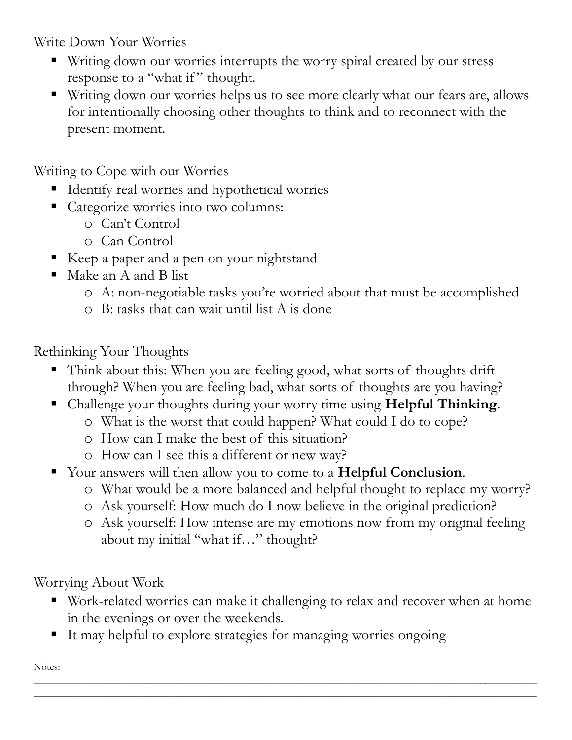## Write Down Your Worries

- Writing down our worries interrupts the worry spiral created by our stress response to a "what if" thought.
- Writing down our worries helps us to see more clearly what our fears are, allows for intentionally choosing other thoughts to think and to reconnect with the present moment.

## Writing to Cope with our Worries

- Identify real worries and hypothetical worries
- Categorize worries into two columns:
  - Can't Control
  - Can Control
- Keep a paper and a pen on your nightstand
- Make an A and B list
  - A: non-negotiable tasks you're worried about that must be accomplished
  - B: tasks that can wait until list A is done

## Rethinking Your Thoughts

- Think about this: When you are feeling good, what sorts of thoughts drift through? When you are feeling bad, what sorts of thoughts are you having?
- Challenge your thoughts during your worry time using **Helpful Thinking**.
  - What is the worst that could happen? What could I do to cope?
  - How can I make the best of this situation?
  - How can I see this a different or new way?
- Your answers will then allow you to come to a **Helpful Conclusion**.
  - What would be a more balanced and helpful thought to replace my worry?
  - Ask yourself: How much do I now believe in the original prediction?
  - Ask yourself: How intense are my emotions now from my original feeling about my initial "what if…" thought?

## Worrying About Work

- Work-related worries can make it challenging to relax and recover when at home in the evenings or over the weekends.
- It may helpful to explore strategies for managing worries ongoing

Notes:
_______________________________________________________________________________
_______________________________________________________________________________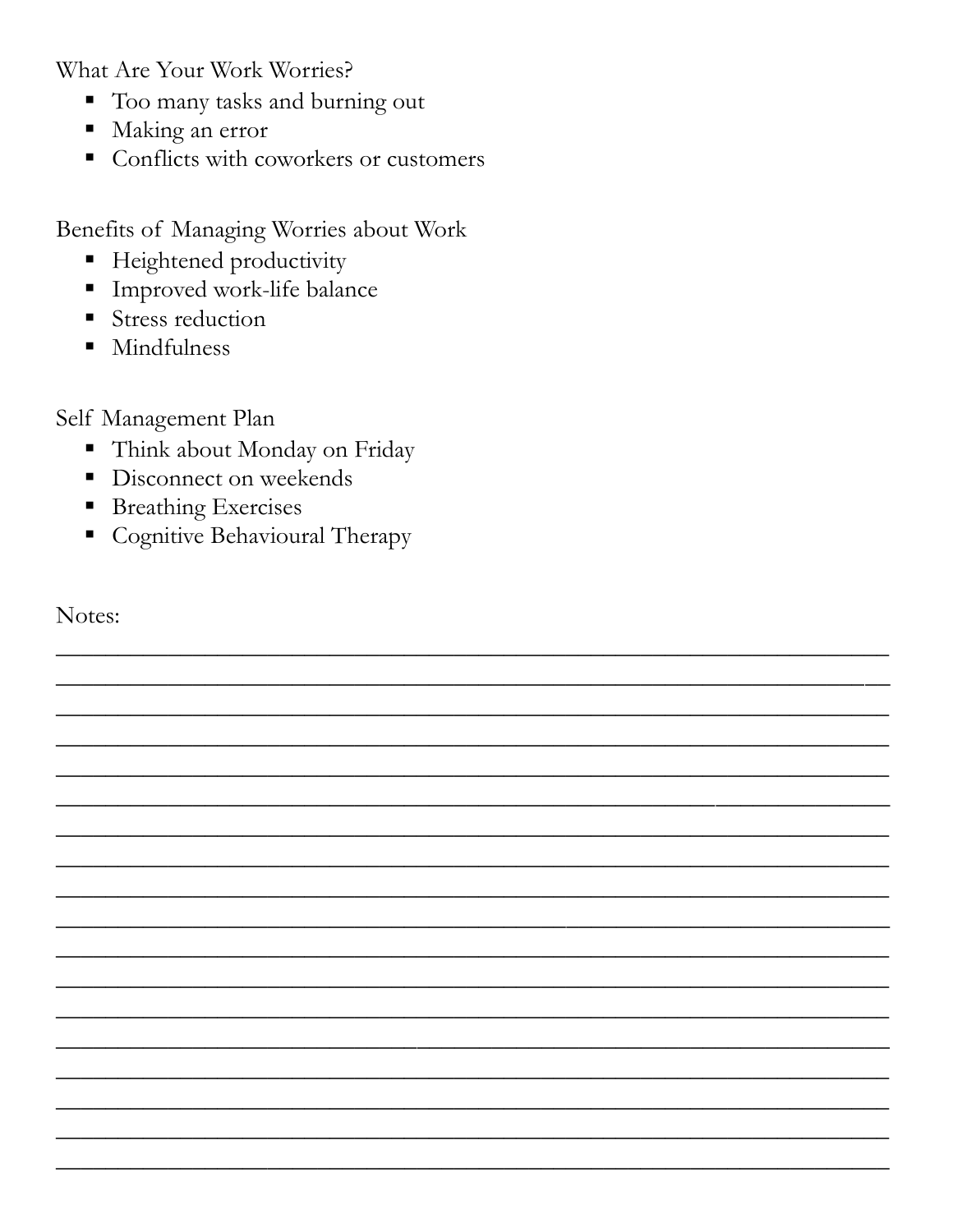What Are Your Work Worries?

- Too many tasks and burning out
- Making an error
- Conflicts with coworkers or customers

Benefits of Managing Worries about Work

- Heightened productivity
- Improved work-life balance
- Stress reduction
- Mindfulness

Self Management Plan

- Think about Monday on Friday
- Disconnect on weekends
- Breathing Exercises
- Cognitive Behavioural Therapy

Notes:

___________________________________________________________________________
___________________________________________________________________________
___________________________________________________________________________
___________________________________________________________________________
___________________________________________________________________________
___________________________________________________________________________
___________________________________________________________________________
___________________________________________________________________________
___________________________________________________________________________
___________________________________________________________________________
___________________________________________________________________________
___________________________________________________________________________
___________________________________________________________________________
___________________________________________________________________________
___________________________________________________________________________
___________________________________________________________________________
___________________________________________________________________________
___________________________________________________________________________